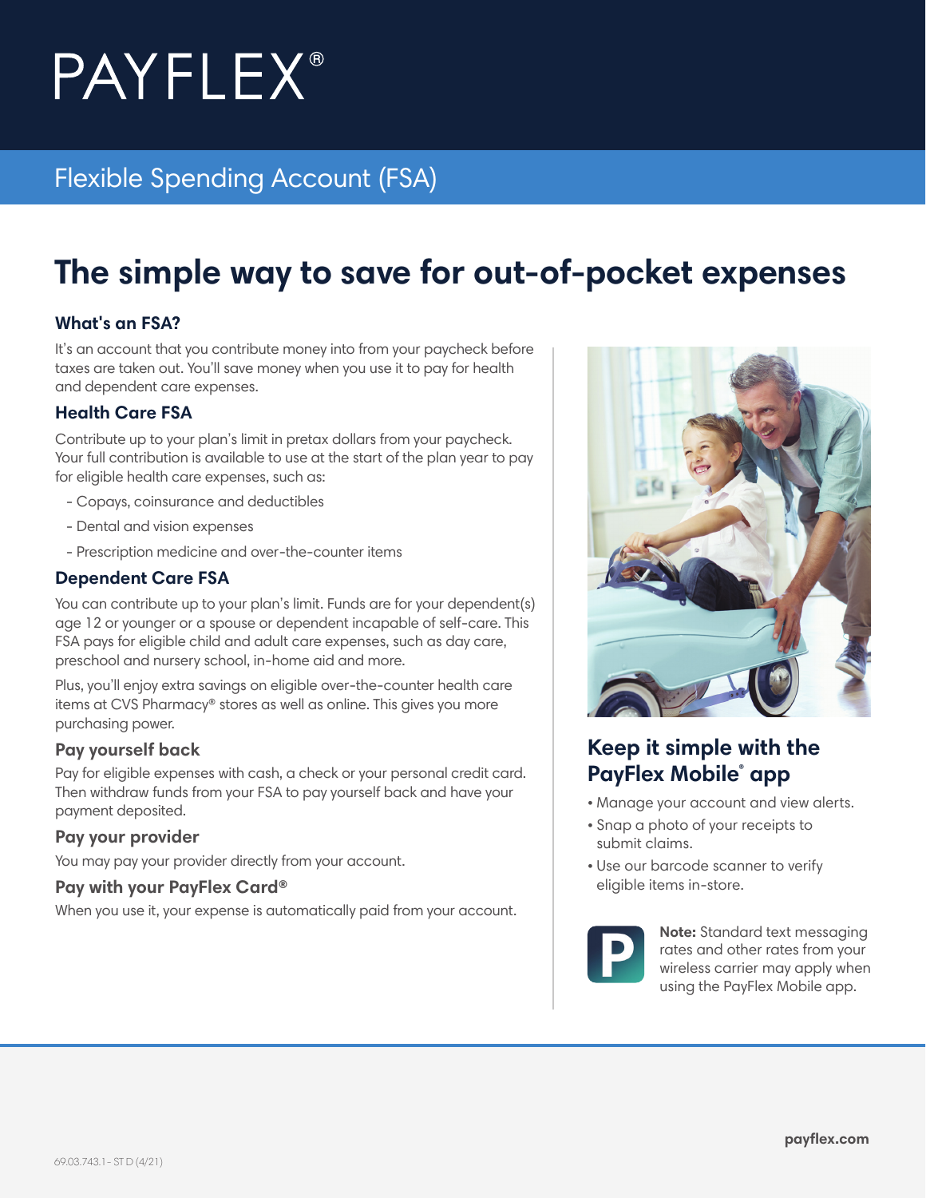# PAYFLEX®

## Flexible Spending Account (FSA)

# The simple way to save for out-of-pocket expenses

### What's an FSA?

It's an account that you contribute money into from your paycheck before taxes are taken out. You'll save money when you use it to pay for health and dependent care expenses.

### Health Care FSA

Contribute up to your plan's limit in pretax dollars from your paycheck. Your full contribution is available to use at the start of the plan year to pay for eligible health care expenses, such as:

- Copays, coinsurance and deductibles
- Dental and vision expenses
- Prescription medicine and over-the-counter items

### Dependent Care FSA

You can contribute up to your plan's limit. Funds are for your dependent(s) age 12 or younger or a spouse or dependent incapable of self-care. This FSA pays for eligible child and adult care expenses, such as day care, preschool and nursery school, in-home aid and more.

Plus, you'll enjoy extra savings on eligible over-the-counter health care items at CVS Pharmacy® stores as well as online. This gives you more purchasing power.

### Pay yourself back

Pay for eligible expenses with cash, a check or your personal credit card. Then withdraw funds from your FSA to pay yourself back and have your payment deposited.

### Pay your provider

You may pay your provider directly from your account.

### Pay with your PayFlex Card®

When you use it, your expense is automatically paid from your account.

## Keep it simple with the PayFlex Mobile® app

- Manage your account and view alerts.
- Snap a photo of your receipts to submit claims.
- Use our barcode scanner to verify eligible items in-store.

**Note:** Standard text messaging rates and other rates from your wireless carrier may apply when using the PayFlex Mobile app.

payflex.com

69.03.743.1 - ST D (4/21)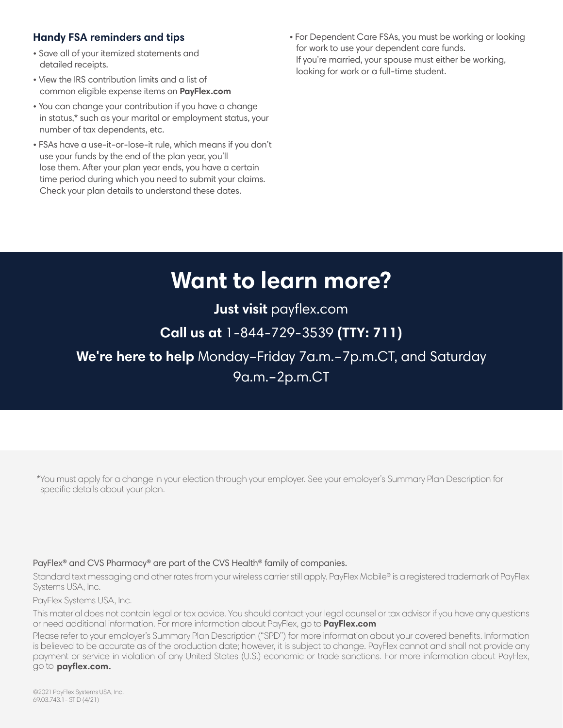### Handy FSA reminders and tips

- Save all of your itemized statements and detailed receipts.
- View the IRS contribution limits and a list of common eligible expense items on **PayFlex.com**
- You can change your contribution if you have a change in status,* such as your marital or employment status, your number of tax dependents, etc.
- FSAs have a use-it-or-lose-it rule, which means if you don't use your funds by the end of the plan year, you'll lose them. After your plan year ends, you have a certain time period during which you need to submit your claims. Check your plan details to understand these dates.
- For Dependent Care FSAs, you must be working or looking for work to use your dependent care funds. If you're married, your spouse must either be working, looking for work or a full-time student.

# Want to learn more?

**Just visit** payflex.com

**Call us at** 1-844-729-3539 **(TTY: 711)**

**We're here to help** Monday–Friday 7a.m.–7p.m.CT, and Saturday 9a.m.–2p.m.CT

*You must apply for a change in your election through your employer. See your employer's Summary Plan Description for specific details about your plan.

PayFlex® and CVS Pharmacy® are part of the CVS Health® family of companies.

Standard text messaging and other rates from your wireless carrier still apply. PayFlex Mobile® is a registered trademark of PayFlex Systems USA, Inc.

PayFlex Systems USA, Inc.

This material does not contain legal or tax advice. You should contact your legal counsel or tax advisor if you have any questions or need additional information. For more information about PayFlex, go to **PayFlex.com**

Please refer to your employer's Summary Plan Description ("SPD") for more information about your covered benefits. Information is believed to be accurate as of the production date; however, it is subject to change. PayFlex cannot and shall not provide any payment or service in violation of any United States (U.S.) economic or trade sanctions. For more information about PayFlex, go to **payflex.com.**

©2021 PayFlex Systems USA, Inc.
69.03.743.1 - ST D (4/21)